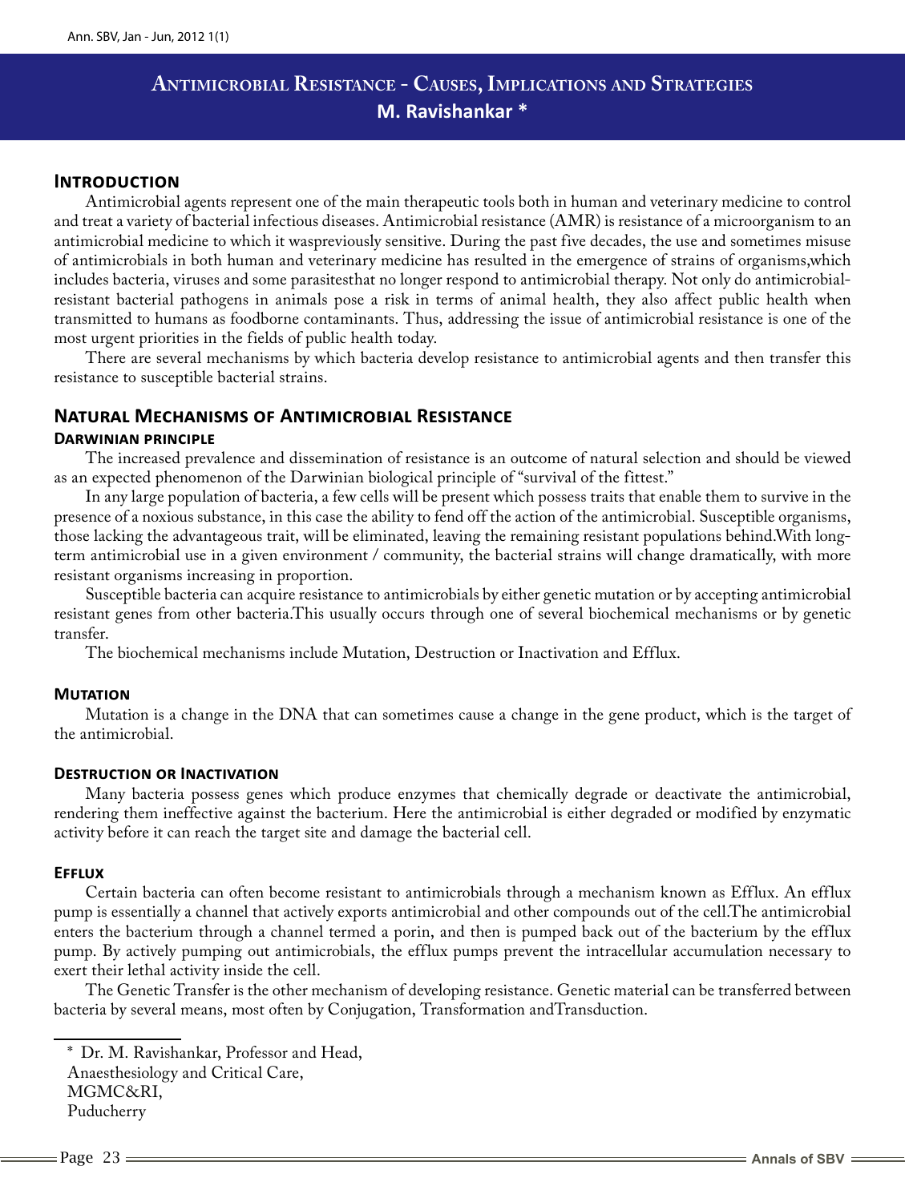# Antimicrobial Resistance - Causes, Implications and Strategies

**M. Ravishankar ***

## Introduction

Antimicrobial agents represent one of the main therapeutic tools both in human and veterinary medicine to control and treat a variety of bacterial infectious diseases. Antimicrobial resistance (AMR) is resistance of a microorganism to an antimicrobial medicine to which it waspreviously sensitive. During the past five decades, the use and sometimes misuse of antimicrobials in both human and veterinary medicine has resulted in the emergence of strains of organisms,which includes bacteria, viruses and some parasitesthat no longer respond to antimicrobial therapy. Not only do antimicrobial-resistant bacterial pathogens in animals pose a risk in terms of animal health, they also affect public health when transmitted to humans as foodborne contaminants. Thus, addressing the issue of antimicrobial resistance is one of the most urgent priorities in the fields of public health today.

There are several mechanisms by which bacteria develop resistance to antimicrobial agents and then transfer this resistance to susceptible bacterial strains.

## Natural Mechanisms of Antimicrobial Resistance

### Darwinian principle

The increased prevalence and dissemination of resistance is an outcome of natural selection and should be viewed as an expected phenomenon of the Darwinian biological principle of "survival of the fittest."

In any large population of bacteria, a few cells will be present which possess traits that enable them to survive in the presence of a noxious substance, in this case the ability to fend off the action of the antimicrobial. Susceptible organisms, those lacking the advantageous trait, will be eliminated, leaving the remaining resistant populations behind.With long-term antimicrobial use in a given environment / community, the bacterial strains will change dramatically, with more resistant organisms increasing in proportion.

Susceptible bacteria can acquire resistance to antimicrobials by either genetic mutation or by accepting antimicrobial resistant genes from other bacteria.This usually occurs through one of several biochemical mechanisms or by genetic transfer.

The biochemical mechanisms include Mutation, Destruction or Inactivation and Efflux.

### Mutation

Mutation is a change in the DNA that can sometimes cause a change in the gene product, which is the target of the antimicrobial.

### Destruction or Inactivation

Many bacteria possess genes which produce enzymes that chemically degrade or deactivate the antimicrobial, rendering them ineffective against the bacterium. Here the antimicrobial is either degraded or modified by enzymatic activity before it can reach the target site and damage the bacterial cell.

### Efflux

Certain bacteria can often become resistant to antimicrobials through a mechanism known as Efflux. An efflux pump is essentially a channel that actively exports antimicrobial and other compounds out of the cell.The antimicrobial enters the bacterium through a channel termed a porin, and then is pumped back out of the bacterium by the efflux pump. By actively pumping out antimicrobials, the efflux pumps prevent the intracellular accumulation necessary to exert their lethal activity inside the cell.

The Genetic Transfer is the other mechanism of developing resistance. Genetic material can be transferred between bacteria by several means, most often by Conjugation, Transformation andTransduction.

---

\* Dr. M. Ravishankar, Professor and Head,
Anaesthesiology and Critical Care,
MGMC&RI,
Puducherry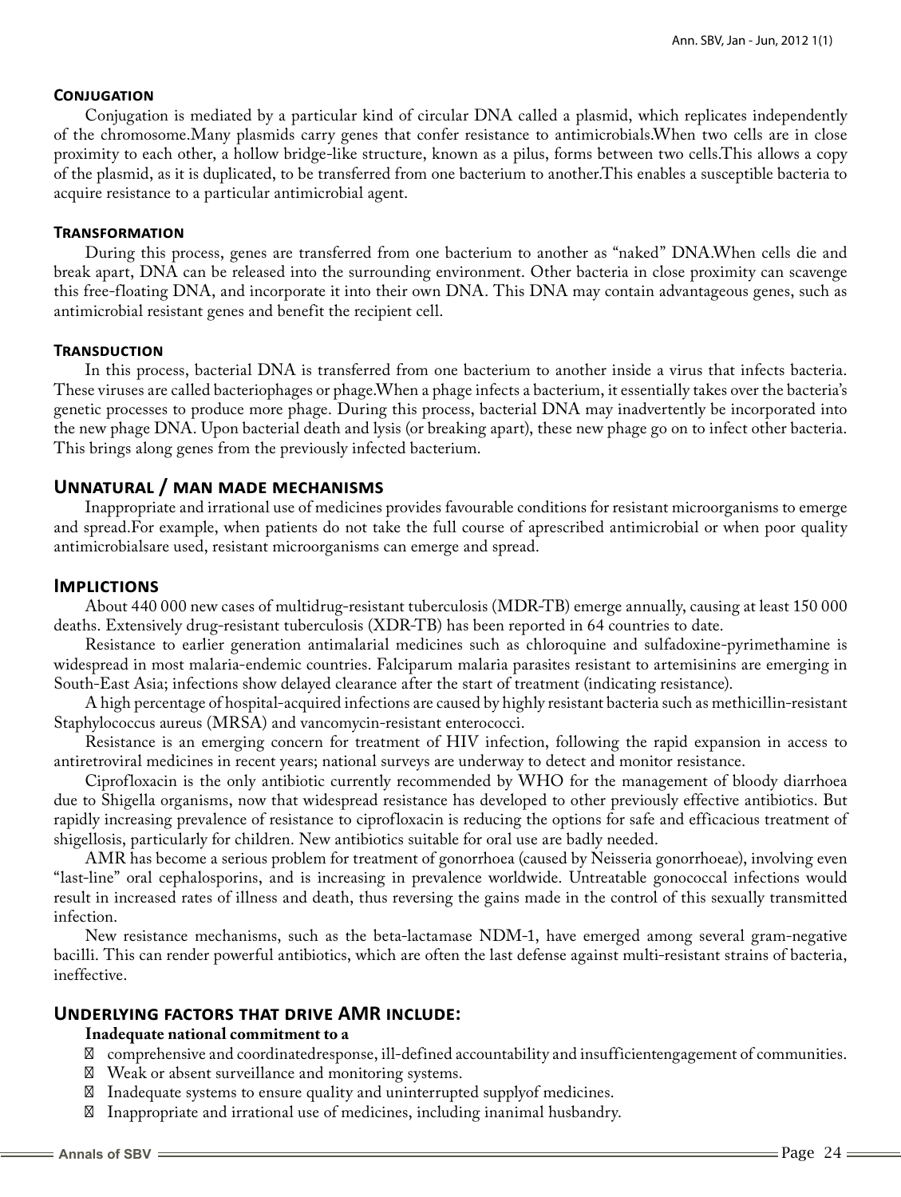### Conjugation

Conjugation is mediated by a particular kind of circular DNA called a plasmid, which replicates independently of the chromosome.Many plasmids carry genes that confer resistance to antimicrobials.When two cells are in close proximity to each other, a hollow bridge-like structure, known as a pilus, forms between two cells.This allows a copy of the plasmid, as it is duplicated, to be transferred from one bacterium to another.This enables a susceptible bacteria to acquire resistance to a particular antimicrobial agent.

### Transformation

During this process, genes are transferred from one bacterium to another as "naked" DNA.When cells die and break apart, DNA can be released into the surrounding environment. Other bacteria in close proximity can scavenge this free-floating DNA, and incorporate it into their own DNA. This DNA may contain advantageous genes, such as antimicrobial resistant genes and benefit the recipient cell.

### Transduction

In this process, bacterial DNA is transferred from one bacterium to another inside a virus that infects bacteria. These viruses are called bacteriophages or phage.When a phage infects a bacterium, it essentially takes over the bacteria's genetic processes to produce more phage. During this process, bacterial DNA may inadvertently be incorporated into the new phage DNA. Upon bacterial death and lysis (or breaking apart), these new phage go on to infect other bacteria. This brings along genes from the previously infected bacterium.

## Unnatural / man made mechanisms

Inappropriate and irrational use of medicines provides favourable conditions for resistant microorganisms to emerge and spread.For example, when patients do not take the full course of aprescribed antimicrobial or when poor quality antimicrobialsare used, resistant microorganisms can emerge and spread.

## Implictions

About 440 000 new cases of multidrug-resistant tuberculosis (MDR-TB) emerge annually, causing at least 150 000 deaths. Extensively drug-resistant tuberculosis (XDR-TB) has been reported in 64 countries to date.

Resistance to earlier generation antimalarial medicines such as chloroquine and sulfadoxine-pyrimethamine is widespread in most malaria-endemic countries. Falciparum malaria parasites resistant to artemisinins are emerging in South-East Asia; infections show delayed clearance after the start of treatment (indicating resistance).

A high percentage of hospital-acquired infections are caused by highly resistant bacteria such as methicillin-resistant Staphylococcus aureus (MRSA) and vancomycin-resistant enterococci.

Resistance is an emerging concern for treatment of HIV infection, following the rapid expansion in access to antiretroviral medicines in recent years; national surveys are underway to detect and monitor resistance.

Ciprofloxacin is the only antibiotic currently recommended by WHO for the management of bloody diarrhoea due to Shigella organisms, now that widespread resistance has developed to other previously effective antibiotics. But rapidly increasing prevalence of resistance to ciprofloxacin is reducing the options for safe and efficacious treatment of shigellosis, particularly for children. New antibiotics suitable for oral use are badly needed.

AMR has become a serious problem for treatment of gonorrhoea (caused by Neisseria gonorrhoeae), involving even "last-line" oral cephalosporins, and is increasing in prevalence worldwide. Untreatable gonococcal infections would result in increased rates of illness and death, thus reversing the gains made in the control of this sexually transmitted infection.

New resistance mechanisms, such as the beta-lactamase NDM-1, have emerged among several gram-negative bacilli. This can render powerful antibiotics, which are often the last defense against multi-resistant strains of bacteria, ineffective.

## Underlying factors that drive AMR include:

**Inadequate national commitment to a**

- comprehensive and coordinatedresponse, ill-defined accountability and insufficientengagement of communities.
- Weak or absent surveillance and monitoring systems.
- Inadequate systems to ensure quality and uninterrupted supplyof medicines.
- Inappropriate and irrational use of medicines, including inanimal husbandry.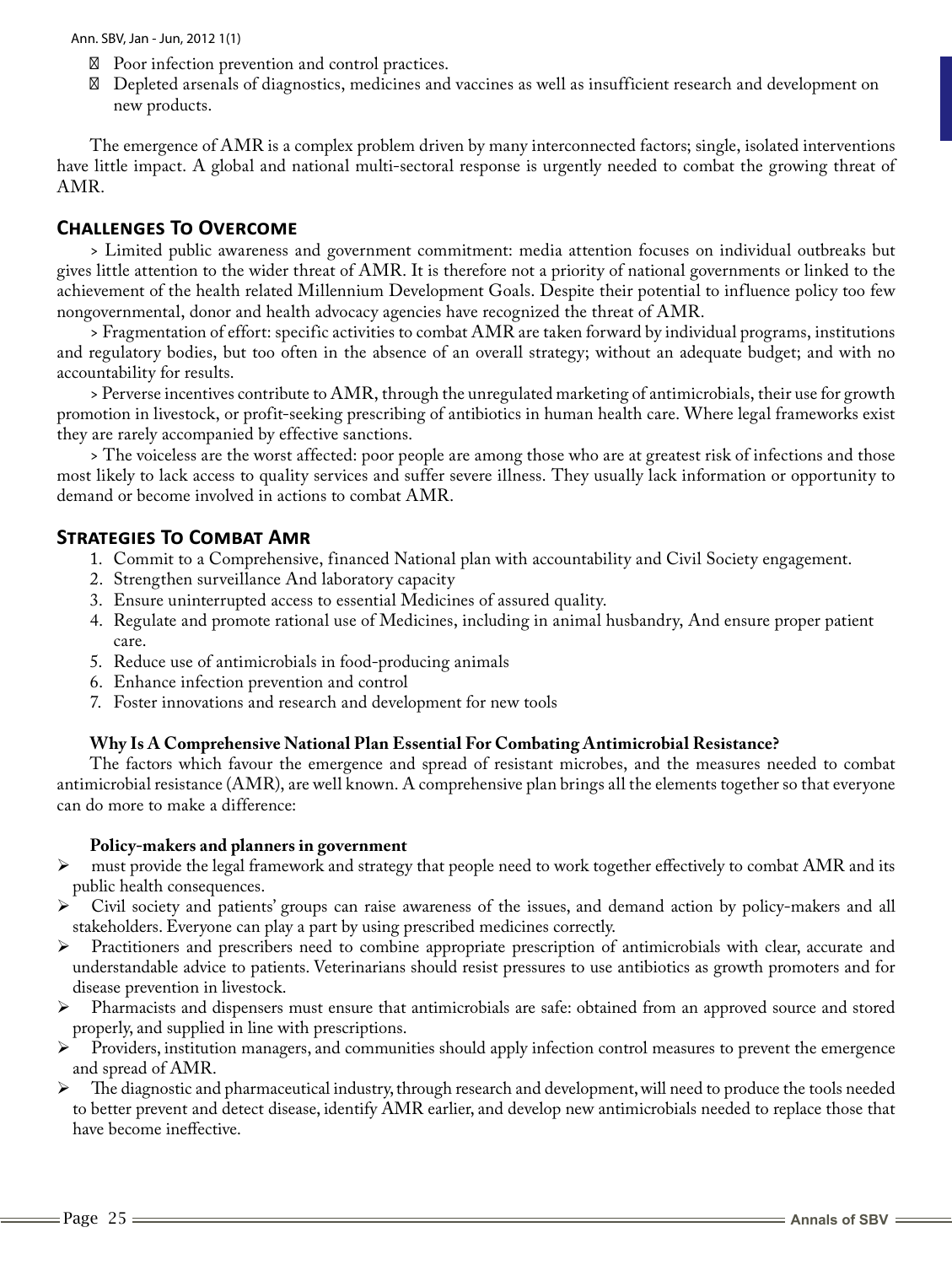- Poor infection prevention and control practices.
- Depleted arsenals of diagnostics, medicines and vaccines as well as insufficient research and development on new products.

The emergence of AMR is a complex problem driven by many interconnected factors; single, isolated interventions have little impact. A global and national multi-sectoral response is urgently needed to combat the growing threat of AMR.

## Challenges To Overcome

> Limited public awareness and government commitment: media attention focuses on individual outbreaks but gives little attention to the wider threat of AMR. It is therefore not a priority of national governments or linked to the achievement of the health related Millennium Development Goals. Despite their potential to influence policy too few nongovernmental, donor and health advocacy agencies have recognized the threat of AMR.

> Fragmentation of effort: specific activities to combat AMR are taken forward by individual programs, institutions and regulatory bodies, but too often in the absence of an overall strategy; without an adequate budget; and with no accountability for results.

> Perverse incentives contribute to AMR, through the unregulated marketing of antimicrobials, their use for growth promotion in livestock, or profit-seeking prescribing of antibiotics in human health care. Where legal frameworks exist they are rarely accompanied by effective sanctions.

> The voiceless are the worst affected: poor people are among those who are at greatest risk of infections and those most likely to lack access to quality services and suffer severe illness. They usually lack information or opportunity to demand or become involved in actions to combat AMR.

## Strategies To Combat Amr

1. Commit to a Comprehensive, financed National plan with accountability and Civil Society engagement.
2. Strengthen surveillance And laboratory capacity
3. Ensure uninterrupted access to essential Medicines of assured quality.
4. Regulate and promote rational use of Medicines, including in animal husbandry, And ensure proper patient care.
5. Reduce use of antimicrobials in food-producing animals
6. Enhance infection prevention and control
7. Foster innovations and research and development for new tools

### Why Is A Comprehensive National Plan Essential For Combating Antimicrobial Resistance?

The factors which favour the emergence and spread of resistant microbes, and the measures needed to combat antimicrobial resistance (AMR), are well known. A comprehensive plan brings all the elements together so that everyone can do more to make a difference:

**Policy-makers and planners in government**

- must provide the legal framework and strategy that people need to work together effectively to combat AMR and its public health consequences.
- Civil society and patients' groups can raise awareness of the issues, and demand action by policy-makers and all stakeholders. Everyone can play a part by using prescribed medicines correctly.
- Practitioners and prescribers need to combine appropriate prescription of antimicrobials with clear, accurate and understandable advice to patients. Veterinarians should resist pressures to use antibiotics as growth promoters and for disease prevention in livestock.
- Pharmacists and dispensers must ensure that antimicrobials are safe: obtained from an approved source and stored properly, and supplied in line with prescriptions.
- Providers, institution managers, and communities should apply infection control measures to prevent the emergence and spread of AMR.
- The diagnostic and pharmaceutical industry, through research and development, will need to produce the tools needed to better prevent and detect disease, identify AMR earlier, and develop new antimicrobials needed to replace those that have become ineffective.